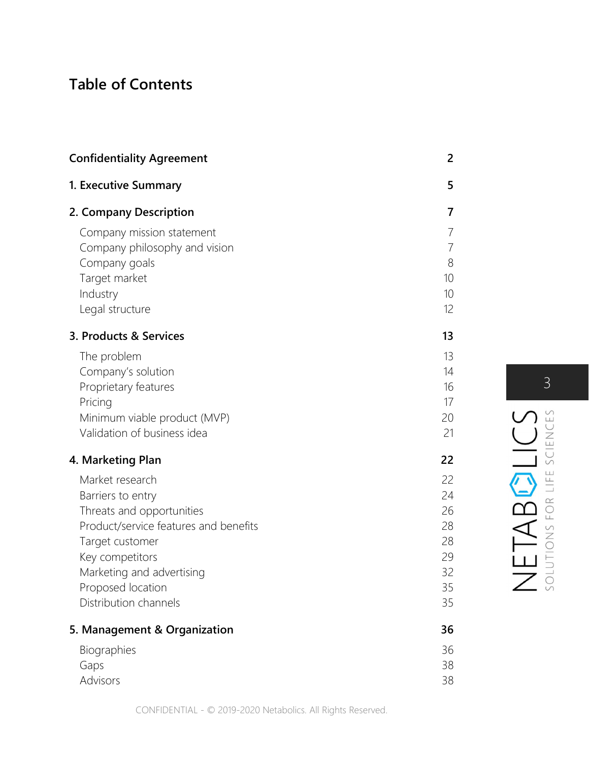# Table of Contents

| | |
|---|---|
| **Confidentiality Agreement** | **2** |
| **1. Executive Summary** | **5** |
| **2. Company Description** | **7** |
| Company mission statement | 7 |
| Company philosophy and vision | 7 |
| Company goals | 8 |
| Target market | 10 |
| Industry | 10 |
| Legal structure | 12 |
| **3. Products & Services** | **13** |
| The problem | 13 |
| Company's solution | 14 |
| Proprietary features | 16 |
| Pricing | 17 |
| Minimum viable product (MVP) | 20 |
| Validation of business idea | 21 |
| **4. Marketing Plan** | **22** |
| Market research | 22 |
| Barriers to entry | 24 |
| Threats and opportunities | 26 |
| Product/service features and benefits | 28 |
| Target customer | 28 |
| Key competitors | 29 |
| Marketing and advertising | 32 |
| Proposed location | 35 |
| Distribution channels | 35 |
| **5. Management & Organization** | **36** |
| Biographies | 36 |
| Gaps | 38 |
| Advisors | 38 |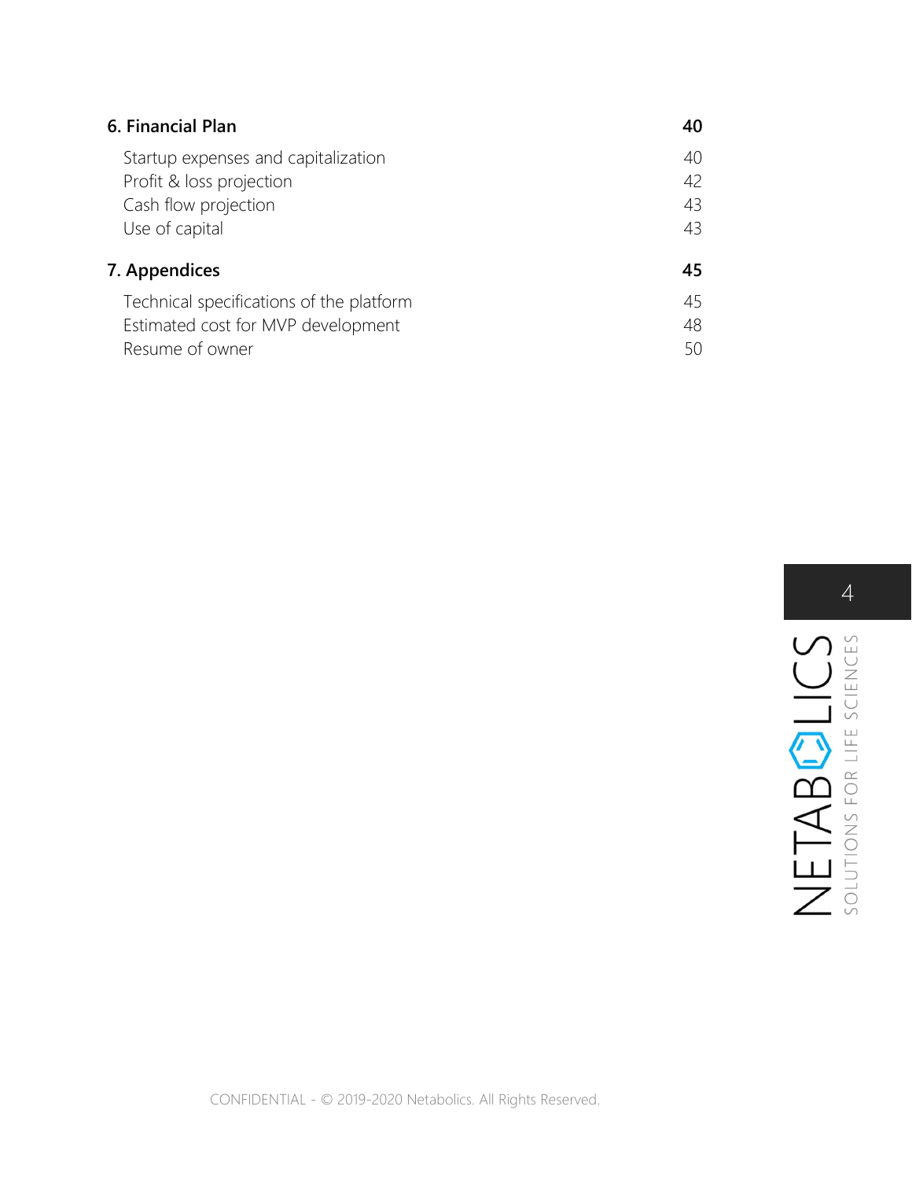| | |
|---|---|
| **6. Financial Plan** | **40** |
| Startup expenses and capitalization | 40 |
| Profit & loss projection | 42 |
| Cash flow projection | 43 |
| Use of capital | 43 |
| **7. Appendices** | **45** |
| Technical specifications of the platform | 45 |
| Estimated cost for MVP development | 48 |
| Resume of owner | 50 |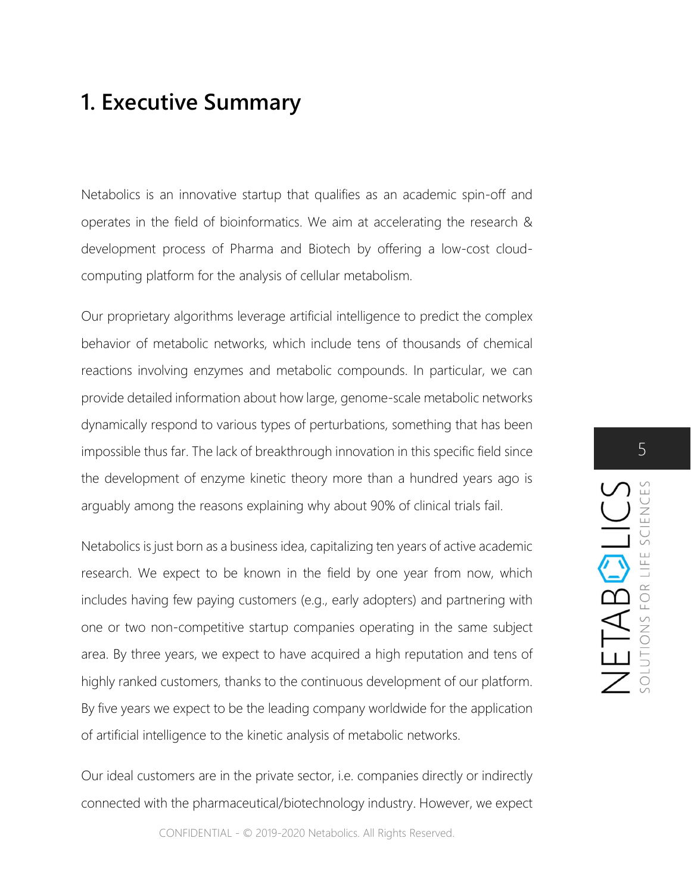# 1. Executive Summary

Netabolics is an innovative startup that qualifies as an academic spin-off and operates in the field of bioinformatics. We aim at accelerating the research & development process of Pharma and Biotech by offering a low-cost cloud-computing platform for the analysis of cellular metabolism.

Our proprietary algorithms leverage artificial intelligence to predict the complex behavior of metabolic networks, which include tens of thousands of chemical reactions involving enzymes and metabolic compounds. In particular, we can provide detailed information about how large, genome-scale metabolic networks dynamically respond to various types of perturbations, something that has been impossible thus far. The lack of breakthrough innovation in this specific field since the development of enzyme kinetic theory more than a hundred years ago is arguably among the reasons explaining why about 90% of clinical trials fail.

Netabolics is just born as a business idea, capitalizing ten years of active academic research. We expect to be known in the field by one year from now, which includes having few paying customers (e.g., early adopters) and partnering with one or two non-competitive startup companies operating in the same subject area. By three years, we expect to have acquired a high reputation and tens of highly ranked customers, thanks to the continuous development of our platform. By five years we expect to be the leading company worldwide for the application of artificial intelligence to the kinetic analysis of metabolic networks.

Our ideal customers are in the private sector, i.e. companies directly or indirectly connected with the pharmaceutical/biotechnology industry. However, we expect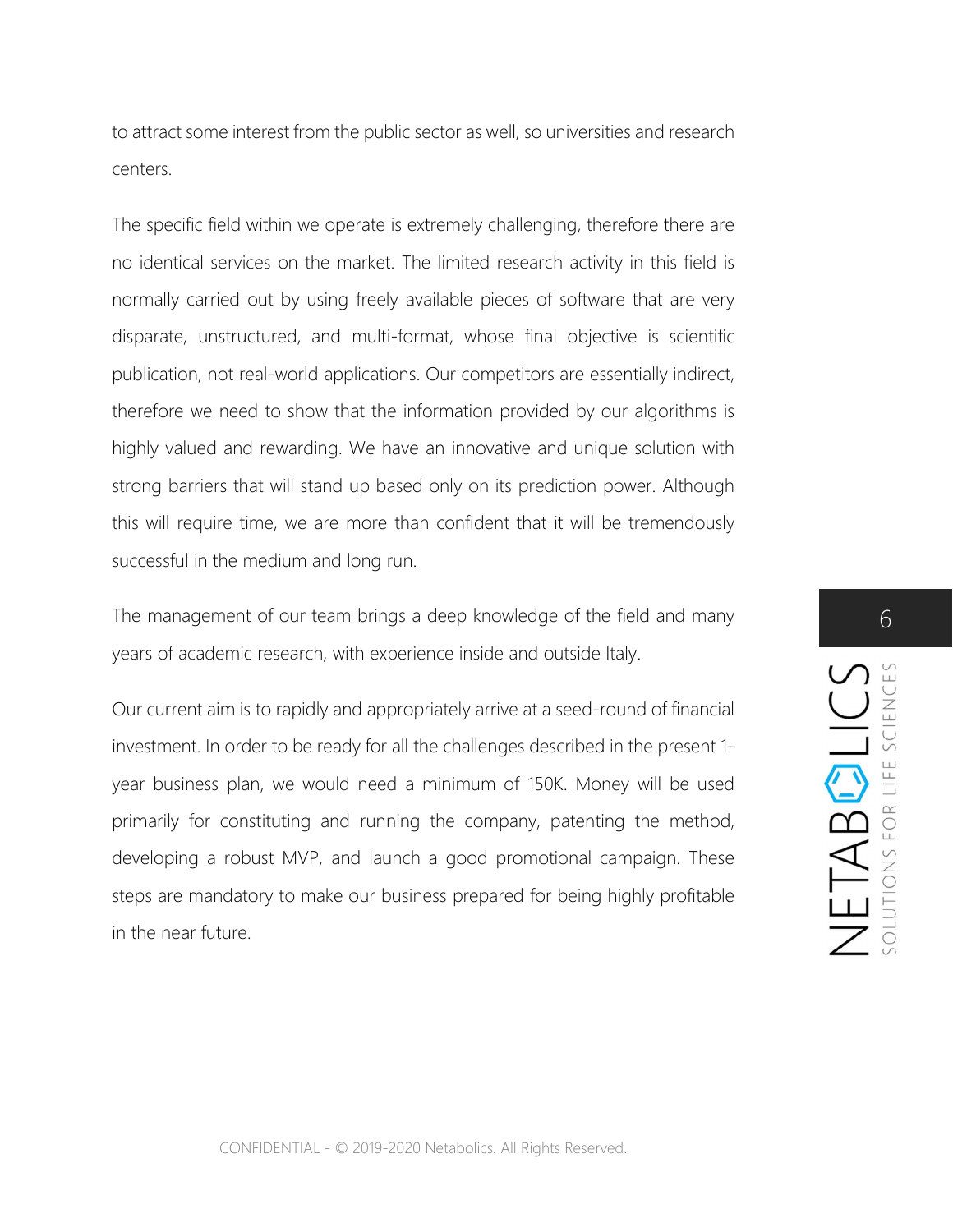to attract some interest from the public sector as well, so universities and research centers.

The specific field within we operate is extremely challenging, therefore there are no identical services on the market. The limited research activity in this field is normally carried out by using freely available pieces of software that are very disparate, unstructured, and multi-format, whose final objective is scientific publication, not real-world applications. Our competitors are essentially indirect, therefore we need to show that the information provided by our algorithms is highly valued and rewarding. We have an innovative and unique solution with strong barriers that will stand up based only on its prediction power. Although this will require time, we are more than confident that it will be tremendously successful in the medium and long run.

The management of our team brings a deep knowledge of the field and many years of academic research, with experience inside and outside Italy.

Our current aim is to rapidly and appropriately arrive at a seed-round of financial investment. In order to be ready for all the challenges described in the present 1-year business plan, we would need a minimum of 150K. Money will be used primarily for constituting and running the company, patenting the method, developing a robust MVP, and launch a good promotional campaign. These steps are mandatory to make our business prepared for being highly profitable in the near future.